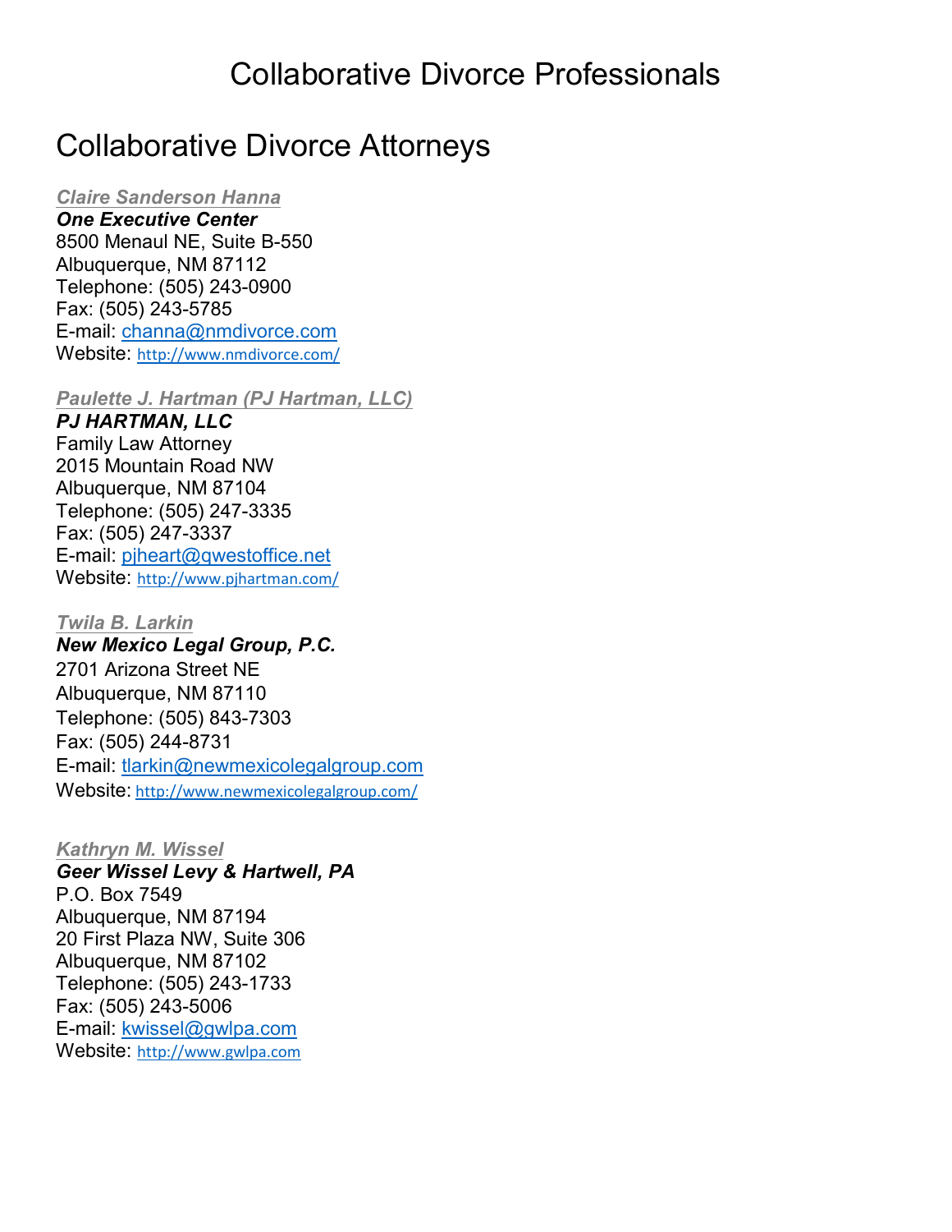# Collaborative Divorce Professionals

## Collaborative Divorce Attorneys

***Claire Sanderson Hanna***
***One Executive Center***
8500 Menaul NE, Suite B-550
Albuquerque, NM 87112
Telephone: (505) 243-0900
Fax: (505) 243-5785
E-mail: channa@nmdivorce.com
Website: http://www.nmdivorce.com/

***Paulette J. Hartman (PJ Hartman, LLC)***
***PJ HARTMAN, LLC***
Family Law Attorney
2015 Mountain Road NW
Albuquerque, NM 87104
Telephone: (505) 247-3335
Fax: (505) 247-3337
E-mail: pjheart@qwestoffice.net
Website: http://www.pjhartman.com/

***Twila B. Larkin***
***New Mexico Legal Group, P.C.***
2701 Arizona Street NE
Albuquerque, NM 87110
Telephone: (505) 843-7303
Fax: (505) 244-8731
E-mail: tlarkin@newmexicolegalgroup.com
Website: http://www.newmexicolegalgroup.com/

***Kathryn M. Wissel***
***Geer Wissel Levy & Hartwell, PA***
P.O. Box 7549
Albuquerque, NM 87194
20 First Plaza NW, Suite 306
Albuquerque, NM 87102
Telephone: (505) 243-1733
Fax: (505) 243-5006
E-mail: kwissel@gwlpa.com
Website: http://www.gwlpa.com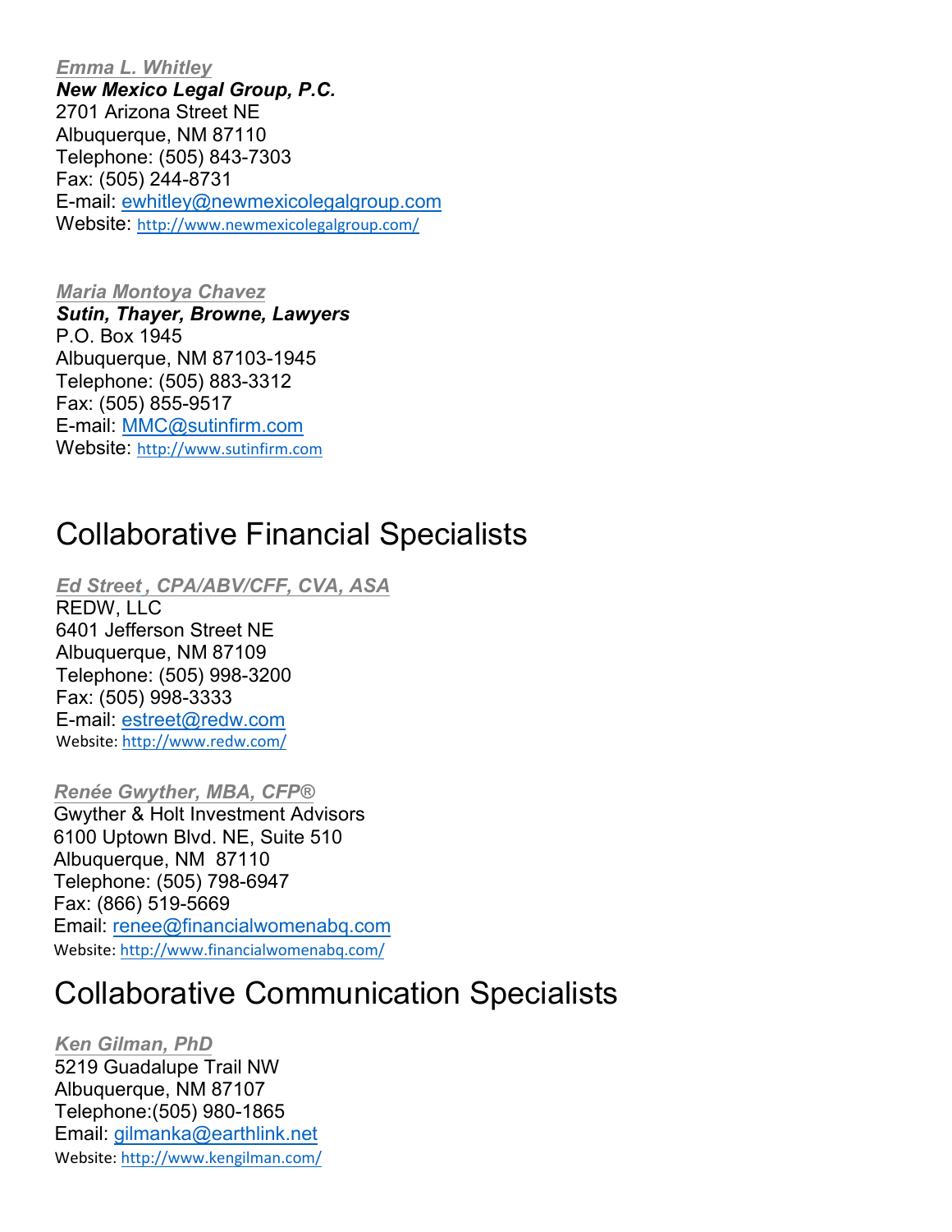***Emma L. Whitley***
***New Mexico Legal Group, P.C.***
2701 Arizona Street NE
Albuquerque, NM 87110
Telephone: (505) 843-7303
Fax: (505) 244-8731
E-mail: ewhitley@newmexicolegalgroup.com
Website: http://www.newmexicolegalgroup.com/

***Maria Montoya Chavez***
***Sutin, Thayer, Browne, Lawyers***
P.O. Box 1945
Albuquerque, NM 87103-1945
Telephone: (505) 883-3312
Fax: (505) 855-9517
E-mail: MMC@sutinfirm.com
Website: http://www.sutinfirm.com

# Collaborative Financial Specialists

***Ed Street , CPA/ABV/CFF, CVA, ASA***
REDW, LLC
6401 Jefferson Street NE
Albuquerque, NM 87109
Telephone: (505) 998-3200
Fax: (505) 998-3333
E-mail: estreet@redw.com
Website: http://www.redw.com/

***Renée Gwyther, MBA, CFP®***
Gwyther & Holt Investment Advisors
6100 Uptown Blvd. NE, Suite 510
Albuquerque, NM 87110
Telephone: (505) 798-6947
Fax: (866) 519-5669
Email: renee@financialwomenabq.com
Website: http://www.financialwomenabq.com/

# Collaborative Communication Specialists

***Ken Gilman, PhD***
5219 Guadalupe Trail NW
Albuquerque, NM 87107
Telephone:(505) 980-1865
Email: gilmanka@earthlink.net
Website: http://www.kengilman.com/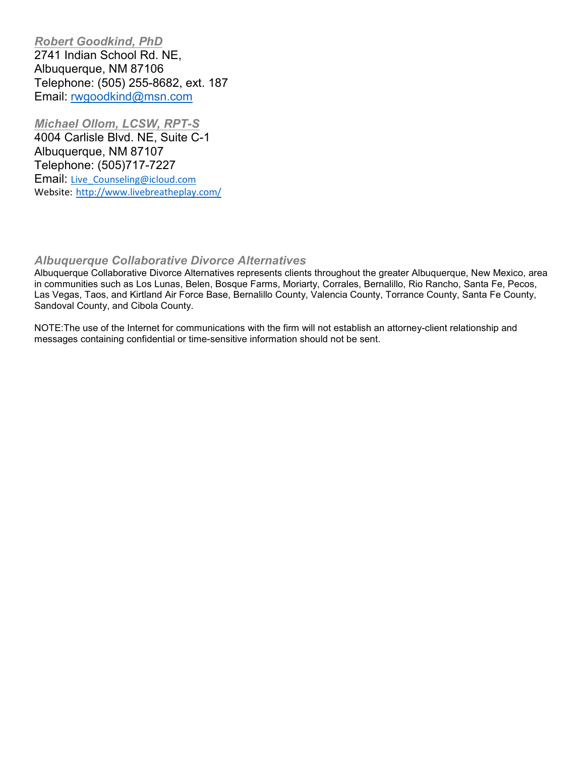***Robert Goodkind, PhD***
2741 Indian School Rd. NE,
Albuquerque, NM 87106
Telephone: (505) 255-8682, ext. 187
Email: rwgoodkind@msn.com

***Michael Ollom, LCSW, RPT-S***
4004 Carlisle Blvd. NE, Suite C-1
Albuquerque, NM 87107
Telephone: (505)717-7227
Email: Live_Counseling@icloud.com
Website: http://www.livebreatheplay.com/

### *Albuquerque Collaborative Divorce Alternatives*

Albuquerque Collaborative Divorce Alternatives represents clients throughout the greater Albuquerque, New Mexico, area in communities such as Los Lunas, Belen, Bosque Farms, Moriarty, Corrales, Bernalillo, Rio Rancho, Santa Fe, Pecos, Las Vegas, Taos, and Kirtland Air Force Base, Bernalillo County, Valencia County, Torrance County, Santa Fe County, Sandoval County, and Cibola County.

NOTE:The use of the Internet for communications with the firm will not establish an attorney-client relationship and messages containing confidential or time-sensitive information should not be sent.